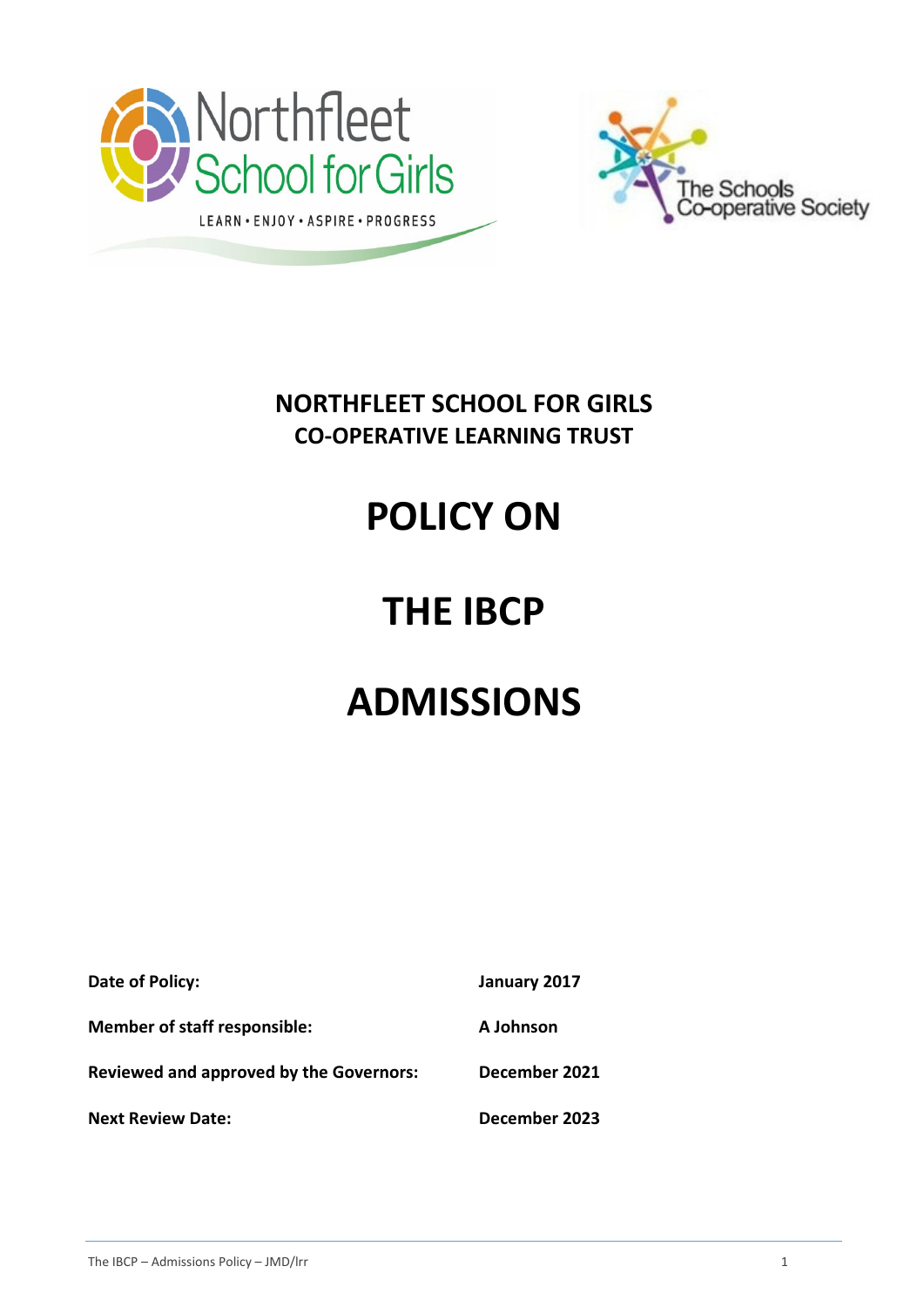**NORTHFLEET SCHOOL FOR GIRLS**
**CO-OPERATIVE LEARNING TRUST**

# POLICY ON

# THE IBCP

# ADMISSIONS

| | |
|---|---|
| **Date of Policy:** | **January 2017** |
| **Member of staff responsible:** | **A Johnson** |
| **Reviewed and approved by the Governors:** | **December 2021** |
| **Next Review Date:** | **December 2023** |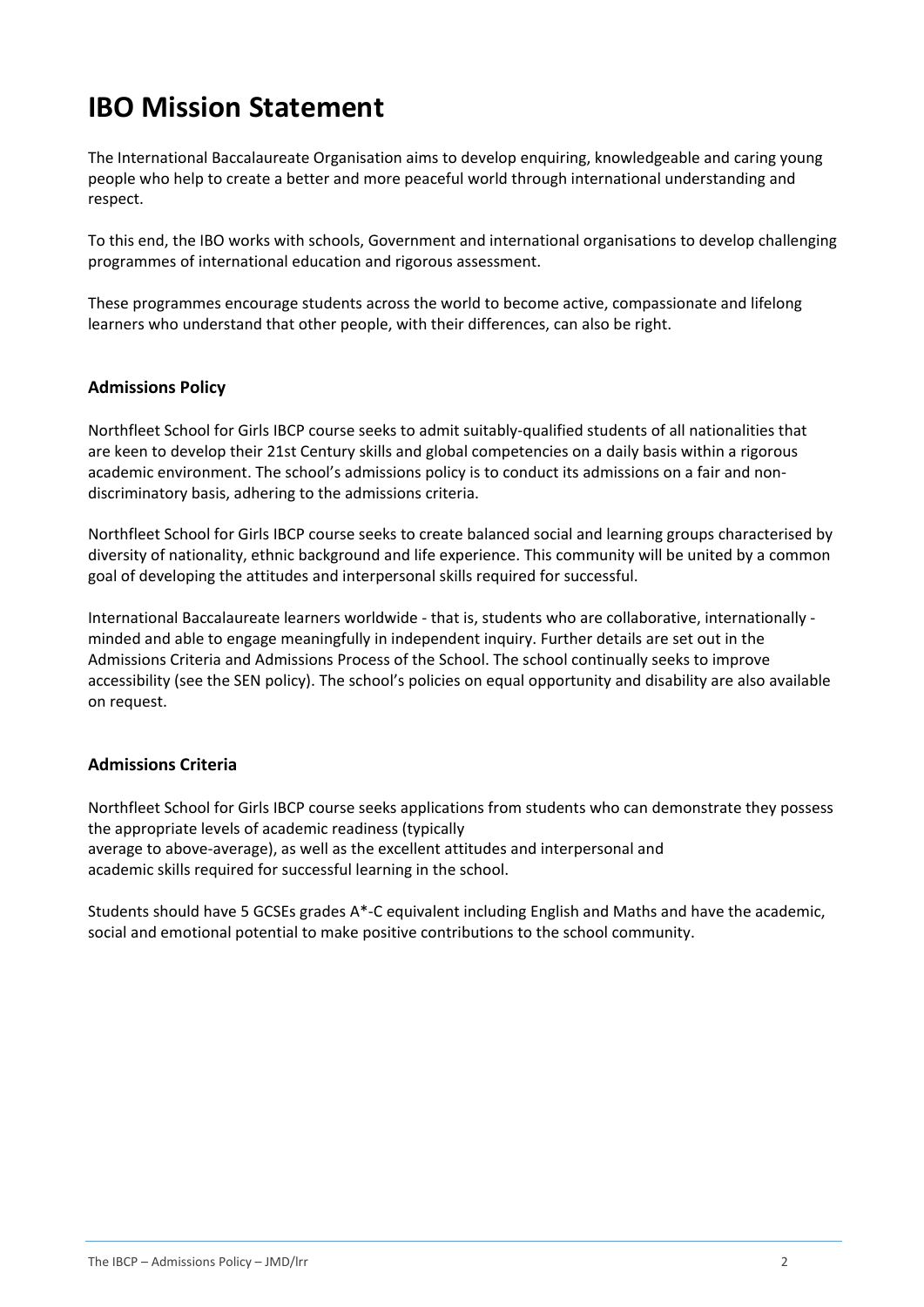# IBO Mission Statement

The International Baccalaureate Organisation aims to develop enquiring, knowledgeable and caring young people who help to create a better and more peaceful world through international understanding and respect.

To this end, the IBO works with schools, Government and international organisations to develop challenging programmes of international education and rigorous assessment.

These programmes encourage students across the world to become active, compassionate and lifelong learners who understand that other people, with their differences, can also be right.

### Admissions Policy

Northfleet School for Girls IBCP course seeks to admit suitably-qualified students of all nationalities that are keen to develop their 21st Century skills and global competencies on a daily basis within a rigorous academic environment. The school's admissions policy is to conduct its admissions on a fair and non-discriminatory basis, adhering to the admissions criteria.

Northfleet School for Girls IBCP course seeks to create balanced social and learning groups characterised by diversity of nationality, ethnic background and life experience. This community will be united by a common goal of developing the attitudes and interpersonal skills required for successful.

International Baccalaureate learners worldwide - that is, students who are collaborative, internationally - minded and able to engage meaningfully in independent inquiry. Further details are set out in the Admissions Criteria and Admissions Process of the School. The school continually seeks to improve accessibility (see the SEN policy). The school's policies on equal opportunity and disability are also available on request.

### Admissions Criteria

Northfleet School for Girls IBCP course seeks applications from students who can demonstrate they possess the appropriate levels of academic readiness (typically average to above-average), as well as the excellent attitudes and interpersonal and academic skills required for successful learning in the school.

Students should have 5 GCSEs grades A*-C equivalent including English and Maths and have the academic, social and emotional potential to make positive contributions to the school community.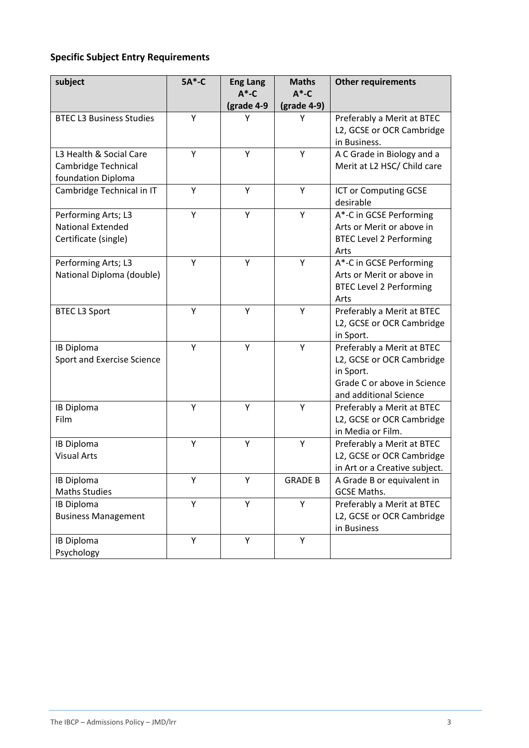**Specific Subject Entry Requirements**

| subject | 5A*-C | Eng Lang A*-C (grade 4-9 | Maths A*-C (grade 4-9) | Other requirements |
|---|---|---|---|---|
| BTEC L3 Business Studies | Y | Y | Y | Preferably a Merit at BTEC L2, GCSE or OCR Cambridge in Business. |
| L3 Health & Social Care Cambridge Technical foundation Diploma | Y | Y | Y | A C Grade in Biology and a Merit at L2 HSC/ Child care |
| Cambridge Technical in IT | Y | Y | Y | ICT or Computing GCSE desirable |
| Performing Arts; L3 National Extended Certificate (single) | Y | Y | Y | A*-C in GCSE Performing Arts or Merit or above in BTEC Level 2 Performing Arts |
| Performing Arts; L3 National Diploma (double) | Y | Y | Y | A*-C in GCSE Performing Arts or Merit or above in BTEC Level 2 Performing Arts |
| BTEC L3 Sport | Y | Y | Y | Preferably a Merit at BTEC L2, GCSE or OCR Cambridge in Sport. |
| IB Diploma Sport and Exercise Science | Y | Y | Y | Preferably a Merit at BTEC L2, GCSE or OCR Cambridge in Sport. Grade C or above in Science and additional Science |
| IB Diploma Film | Y | Y | Y | Preferably a Merit at BTEC L2, GCSE or OCR Cambridge in Media or Film. |
| IB Diploma Visual Arts | Y | Y | Y | Preferably a Merit at BTEC L2, GCSE or OCR Cambridge in Art or a Creative subject. |
| IB Diploma Maths Studies | Y | Y | GRADE B | A Grade B or equivalent in GCSE Maths. |
| IB Diploma Business Management | Y | Y | Y | Preferably a Merit at BTEC L2, GCSE or OCR Cambridge in Business |
| IB Diploma Psychology | Y | Y | Y | |